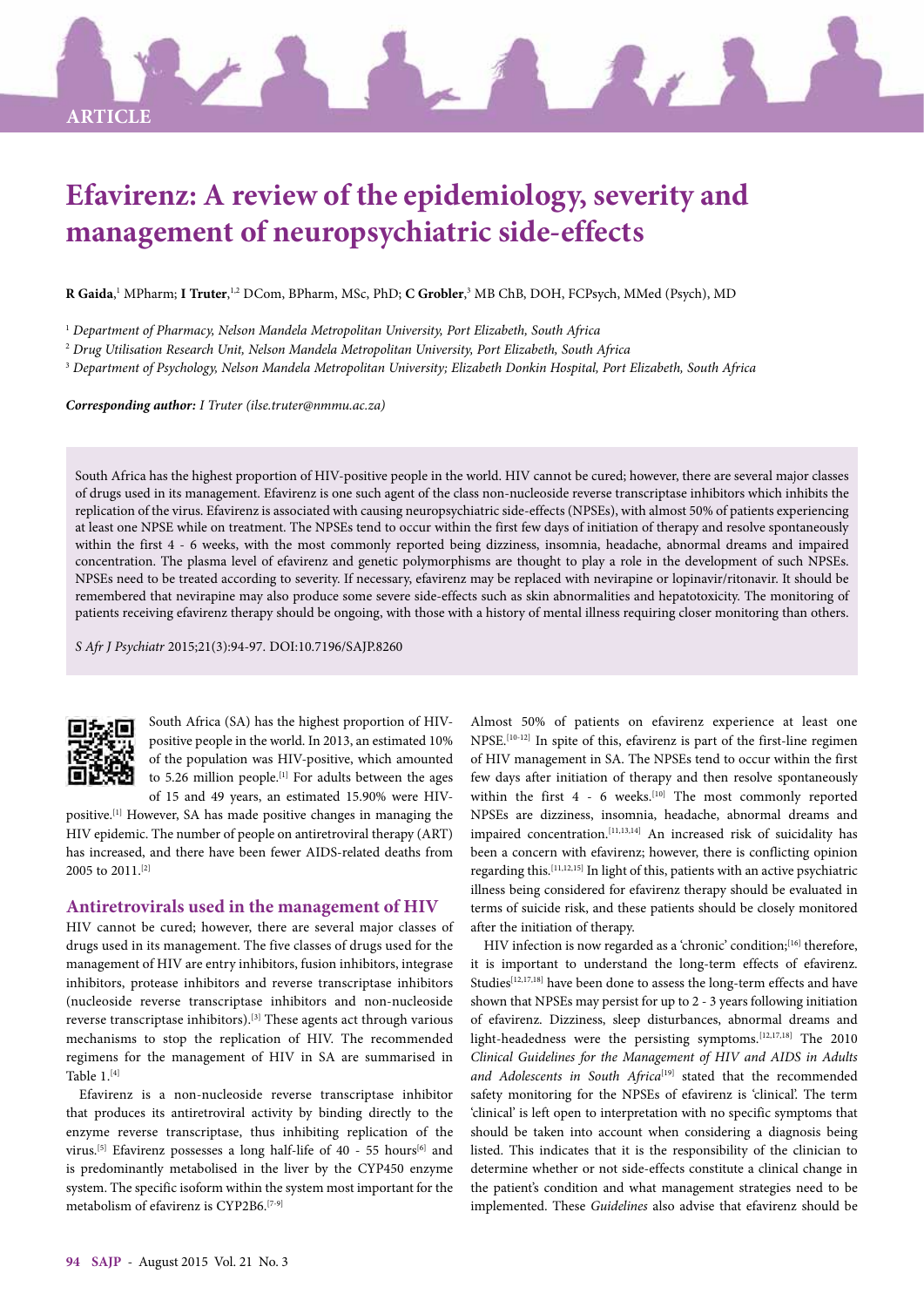ARTICLE

# Efavirenz: A review of the epidemiology, severity and management of neuropsychiatric side-effects

**R Gaida**,[1] MPharm; **I Truter**,[1,2] DCom, BPharm, MSc, PhD; **C Grobler**,[3] MB ChB, DOH, FCPsych, MMed (Psych), MD

[1] *Department of Pharmacy, Nelson Mandela Metropolitan University, Port Elizabeth, South Africa*

[2] *Drug Utilisation Research Unit, Nelson Mandela Metropolitan University, Port Elizabeth, South Africa*

[3] *Department of Psychology, Nelson Mandela Metropolitan University; Elizabeth Donkin Hospital, Port Elizabeth, South Africa*

***Corresponding author:*** *I Truter (ilse.truter@nmmu.ac.za)*

South Africa has the highest proportion of HIV-positive people in the world. HIV cannot be cured; however, there are several major classes of drugs used in its management. Efavirenz is one such agent of the class non-nucleoside reverse transcriptase inhibitors which inhibits the replication of the virus. Efavirenz is associated with causing neuropsychiatric side-effects (NPSEs), with almost 50% of patients experiencing at least one NPSE while on treatment. The NPSEs tend to occur within the first few days of initiation of therapy and resolve spontaneously within the first 4 - 6 weeks, with the most commonly reported being dizziness, insomnia, headache, abnormal dreams and impaired concentration. The plasma level of efavirenz and genetic polymorphisms are thought to play a role in the development of such NPSEs. NPSEs need to be treated according to severity. If necessary, efavirenz may be replaced with nevirapine or lopinavir/ritonavir. It should be remembered that nevirapine may also produce some severe side-effects such as skin abnormalities and hepatotoxicity. The monitoring of patients receiving efavirenz therapy should be ongoing, with those with a history of mental illness requiring closer monitoring than others.

*S Afr J Psychiatr* 2015;21(3):94-97. DOI:10.7196/SAJP.8260

South Africa (SA) has the highest proportion of HIV-positive people in the world. In 2013, an estimated 10% of the population was HIV-positive, which amounted to 5.26 million people.[1] For adults between the ages of 15 and 49 years, an estimated 15.90% were HIV-positive.[1] However, SA has made positive changes in managing the HIV epidemic. The number of people on antiretroviral therapy (ART) has increased, and there have been fewer AIDS-related deaths from 2005 to 2011.[2]

## Antiretrovirals used in the management of HIV

HIV cannot be cured; however, there are several major classes of drugs used in its management. The five classes of drugs used for the management of HIV are entry inhibitors, fusion inhibitors, integrase inhibitors, protease inhibitors and reverse transcriptase inhibitors (nucleoside reverse transcriptase inhibitors and non-nucleoside reverse transcriptase inhibitors).[3] These agents act through various mechanisms to stop the replication of HIV. The recommended regimens for the management of HIV in SA are summarised in Table 1.[4]

Efavirenz is a non-nucleoside reverse transcriptase inhibitor that produces its antiretroviral activity by binding directly to the enzyme reverse transcriptase, thus inhibiting replication of the virus.[5] Efavirenz possesses a long half-life of 40 - 55 hours[6] and is predominantly metabolised in the liver by the CYP450 enzyme system. The specific isoform within the system most important for the metabolism of efavirenz is CYP2B6.[7-9]

Almost 50% of patients on efavirenz experience at least one NPSE.[10-12] In spite of this, efavirenz is part of the first-line regimen of HIV management in SA. The NPSEs tend to occur within the first few days after initiation of therapy and then resolve spontaneously within the first 4 - 6 weeks.[10] The most commonly reported NPSEs are dizziness, insomnia, headache, abnormal dreams and impaired concentration.[11,13,14] An increased risk of suicidality has been a concern with efavirenz; however, there is conflicting opinion regarding this.[11,12,15] In light of this, patients with an active psychiatric illness being considered for efavirenz therapy should be evaluated in terms of suicide risk, and these patients should be closely monitored after the initiation of therapy.

HIV infection is now regarded as a 'chronic' condition;[16] therefore, it is important to understand the long-term effects of efavirenz. Studies[12,17,18] have been done to assess the long-term effects and have shown that NPSEs may persist for up to 2 - 3 years following initiation of efavirenz. Dizziness, sleep disturbances, abnormal dreams and light-headedness were the persisting symptoms.[12,17,18] The 2010 *Clinical Guidelines for the Management of HIV and AIDS in Adults and Adolescents in South Africa*[19] stated that the recommended safety monitoring for the NPSEs of efavirenz is 'clinical'. The term 'clinical' is left open to interpretation with no specific symptoms that should be taken into account when considering a diagnosis being listed. This indicates that it is the responsibility of the clinician to determine whether or not side-effects constitute a clinical change in the patient's condition and what management strategies need to be implemented. These *Guidelines* also advise that efavirenz should be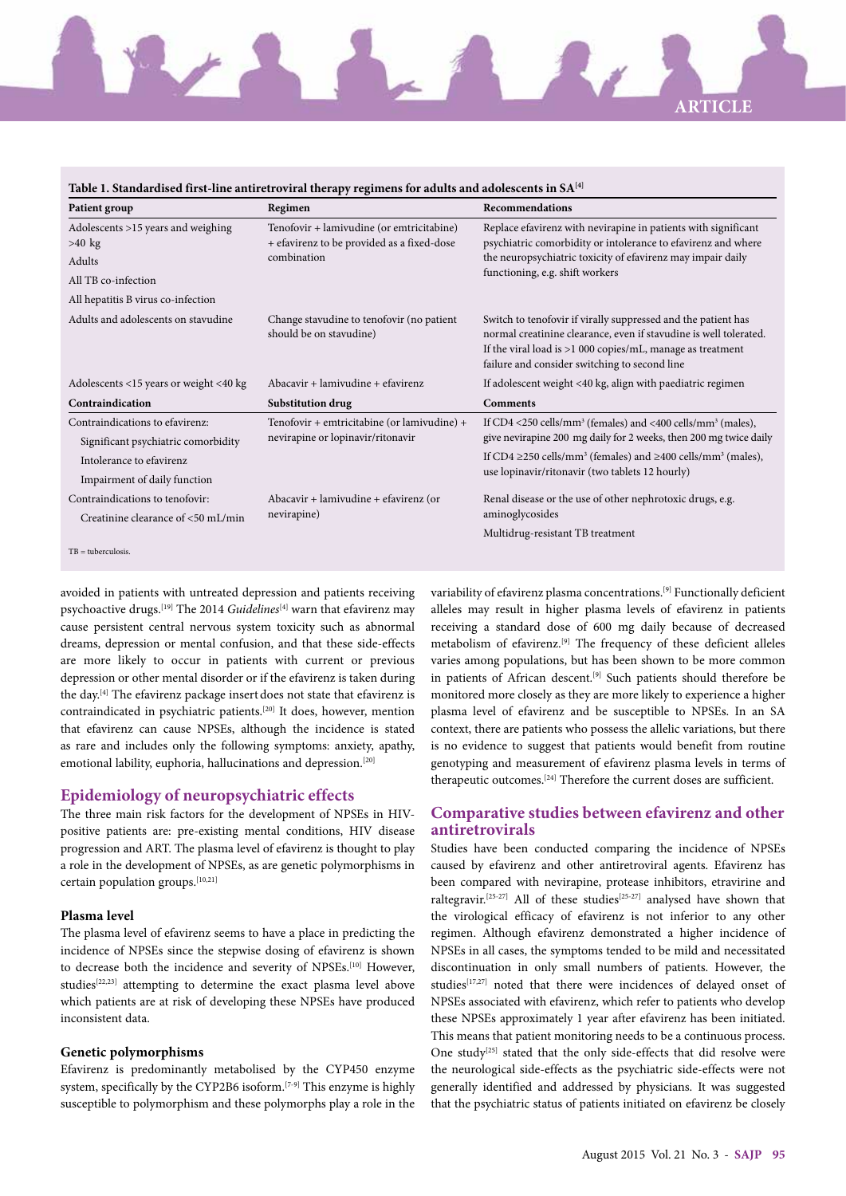**Table 1. Standardised first-line antiretroviral therapy regimens for adults and adolescents in SA[4]**

| Patient group | Regimen | Recommendations |
|---|---|---|
| Adolescents >15 years and weighing >40 kg<br>Adults<br>All TB co-infection<br>All hepatitis B virus co-infection | Tenofovir + lamivudine (or emtricitabine) + efavirenz to be provided as a fixed-dose combination | Replace efavirenz with nevirapine in patients with significant psychiatric comorbidity or intolerance to efavirenz and where the neuropsychiatric toxicity of efavirenz may impair daily functioning, e.g. shift workers |
| Adults and adolescents on stavudine | Change stavudine to tenofovir (no patient should be on stavudine) | Switch to tenofovir if virally suppressed and the patient has normal creatinine clearance, even if stavudine is well tolerated. If the viral load is >1 000 copies/mL, manage as treatment failure and consider switching to second line |
| Adolescents <15 years or weight <40 kg | Abacavir + lamivudine + efavirenz | If adolescent weight <40 kg, align with paediatric regimen |
| **Contraindication** | **Substitution drug** | **Comments** |
| Contraindications to efavirenz:<br>Significant psychiatric comorbidity<br>Intolerance to efavirenz<br>Impairment of daily function | Tenofovir + emtricitabine (or lamivudine) + nevirapine or lopinavir/ritonavir | If CD4 <250 cells/mm³ (females) and <400 cells/mm³ (males), give nevirapine 200 mg daily for 2 weeks, then 200 mg twice daily<br>If CD4 ≥250 cells/mm³ (females) and ≥400 cells/mm³ (males), use lopinavir/ritonavir (two tablets 12 hourly) |
| Contraindications to tenofovir:<br>Creatinine clearance of <50 mL/min | Abacavir + lamivudine + efavirenz (or nevirapine) | Renal disease or the use of other nephrotoxic drugs, e.g. aminoglycosides<br>Multidrug-resistant TB treatment |

TB = tuberculosis.

avoided in patients with untreated depression and patients receiving psychoactive drugs.[19] The 2014 *Guidelines*[4] warn that efavirenz may cause persistent central nervous system toxicity such as abnormal dreams, depression or mental confusion, and that these side-effects are more likely to occur in patients with current or previous depression or other mental disorder or if the efavirenz is taken during the day.[4] The efavirenz package insert does not state that efavirenz is contraindicated in psychiatric patients.[20] It does, however, mention that efavirenz can cause NPSEs, although the incidence is stated as rare and includes only the following symptoms: anxiety, apathy, emotional lability, euphoria, hallucinations and depression.[20]

## Epidemiology of neuropsychiatric effects

The three main risk factors for the development of NPSEs in HIV-positive patients are: pre-existing mental conditions, HIV disease progression and ART. The plasma level of efavirenz is thought to play a role in the development of NPSEs, as are genetic polymorphisms in certain population groups.[10,21]

### Plasma level

The plasma level of efavirenz seems to have a place in predicting the incidence of NPSEs since the stepwise dosing of efavirenz is shown to decrease both the incidence and severity of NPSEs.[10] However, studies[22,23] attempting to determine the exact plasma level above which patients are at risk of developing these NPSEs have produced inconsistent data.

### Genetic polymorphisms

Efavirenz is predominantly metabolised by the CYP450 enzyme system, specifically by the CYP2B6 isoform.[7-9] This enzyme is highly susceptible to polymorphism and these polymorphs play a role in the variability of efavirenz plasma concentrations.[9] Functionally deficient alleles may result in higher plasma levels of efavirenz in patients receiving a standard dose of 600 mg daily because of decreased metabolism of efavirenz.[9] The frequency of these deficient alleles varies among populations, but has been shown to be more common in patients of African descent.[9] Such patients should therefore be monitored more closely as they are more likely to experience a higher plasma level of efavirenz and be susceptible to NPSEs. In an SA context, there are patients who possess the allelic variations, but there is no evidence to suggest that patients would benefit from routine genotyping and measurement of efavirenz plasma levels in terms of therapeutic outcomes.[24] Therefore the current doses are sufficient.

## Comparative studies between efavirenz and other antiretrovirals

Studies have been conducted comparing the incidence of NPSEs caused by efavirenz and other antiretroviral agents. Efavirenz has been compared with nevirapine, protease inhibitors, etravirine and raltegravir.[25-27] All of these studies[25-27] analysed have shown that the virological efficacy of efavirenz is not inferior to any other regimen. Although efavirenz demonstrated a higher incidence of NPSEs in all cases, the symptoms tended to be mild and necessitated discontinuation in only small numbers of patients. However, the studies[17,27] noted that there were incidences of delayed onset of NPSEs associated with efavirenz, which refer to patients who develop these NPSEs approximately 1 year after efavirenz has been initiated. This means that patient monitoring needs to be a continuous process. One study[25] stated that the only side-effects that did resolve were the neurological side-effects as the psychiatric side-effects were not generally identified and addressed by physicians. It was suggested that the psychiatric status of patients initiated on efavirenz be closely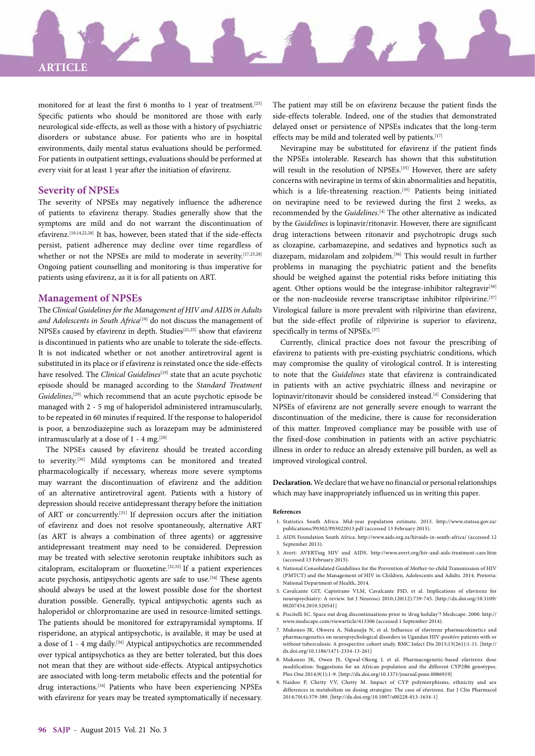monitored for at least the first 6 months to 1 year of treatment.[25] Specific patients who should be monitored are those with early neurological side-effects, as well as those with a history of psychiatric disorders or substance abuse. For patients who are in hospital environments, daily mental status evaluations should be performed. For patients in outpatient settings, evaluations should be performed at every visit for at least 1 year after the initiation of efavirenz.

## Severity of NPSEs

The severity of NPSEs may negatively influence the adherence of patients to efavirenz therapy. Studies generally show that the symptoms are mild and do not warrant the discontinuation of efavirenz.[10,14,22,28] It has, however, been stated that if the side-effects persist, patient adherence may decline over time regardless of whether or not the NPSEs are mild to moderate in severity.[17,25,28] Ongoing patient counselling and monitoring is thus imperative for patients using efavirenz, as it is for all patients on ART.

## Management of NPSEs

The *Clinical Guidelines for the Management of HIV and AIDS in Adults and Adolescents in South Africa*[19] do not discuss the management of NPSEs caused by efavirenz in depth. Studies[21,25] show that efavirenz is discontinued in patients who are unable to tolerate the side-effects. It is not indicated whether or not another antiretroviral agent is substituted in its place or if efavirenz is reinstated once the side-effects have resolved. The *Clinical Guidelines*[19] state that an acute psychotic episode should be managed according to the *Standard Treatment Guidelines*,[29] which recommend that an acute psychotic episode be managed with 2 - 5 mg of haloperidol administered intramuscularly, to be repeated in 60 minutes if required. If the response to haloperidol is poor, a benzodiazepine such as lorazepam may be administered intramuscularly at a dose of 1 - 4 mg.[29]

The NPSEs caused by efavirenz should be treated according to severity.[30] Mild symptoms can be monitored and treated pharmacologically if necessary, whereas more severe symptoms may warrant the discontinuation of efavirenz and the addition of an alternative antiretroviral agent. Patients with a history of depression should receive antidepressant therapy before the initiation of ART or concurrently.[31] If depression occurs after the initiation of efavirenz and does not resolve spontaneously, alternative ART (as ART is always a combination of three agents) or aggressive antidepressant treatment may need to be considered. Depression may be treated with selective serotonin reuptake inhibitors such as citalopram, escitalopram or fluoxetine.[32,33] If a patient experiences acute psychosis, antipsychotic agents are safe to use.[34] These agents should always be used at the lowest possible dose for the shortest duration possible. Generally, typical antipsychotic agents such as haloperidol or chlorpromazine are used in resource-limited settings. The patients should be monitored for extrapyramidal symptoms. If risperidone, an atypical antipsychotic, is available, it may be used at a dose of 1 - 4 mg daily.[34] Atypical antipsychotics are recommended over typical antipsychotics as they are better tolerated, but this does not mean that they are without side-effects. Atypical antipsychotics are associated with long-term metabolic effects and the potential for drug interactions.[34] Patients who have been experiencing NPSEs with efavirenz for years may be treated symptomatically if necessary. The patient may still be on efavirenz because the patient finds the side-effects tolerable. Indeed, one of the studies that demonstrated delayed onset or persistence of NPSEs indicates that the long-term effects may be mild and tolerated well by patients.[17]

Nevirapine may be substituted for efavirenz if the patient finds the NPSEs intolerable. Research has shown that this substitution will result in the resolution of NPSEs.[35] However, there are safety concerns with nevirapine in terms of skin abnormalities and hepatitis, which is a life-threatening reaction.[35] Patients being initiated on nevirapine need to be reviewed during the first 2 weeks, as recommended by the *Guidelines*.[4] The other alternative as indicated by the *Guidelines* is lopinavir/ritonavir. However, there are significant drug interactions between ritonavir and psychotropic drugs such as clozapine, carbamazepine, and sedatives and hypnotics such as diazepam, midazolam and zolpidem.[36] This would result in further problems in managing the psychiatric patient and the benefits should be weighed against the potential risks before initiating this agent. Other options would be the integrase-inhibitor raltegravir[36] or the non-nucleoside reverse transcriptase inhibitor rilpivirine.[37] Virological failure is more prevalent with rilpivirine than efavirenz, but the side-effect profile of rilpivirine is superior to efavirenz, specifically in terms of NPSEs.[37]

Currently, clinical practice does not favour the prescribing of efavirenz to patients with pre-existing psychiatric conditions, which may compromise the quality of virological control. It is interesting to note that the *Guidelines* state that efavirenz is contraindicated in patients with an active psychiatric illness and nevirapine or lopinavir/ritonavir should be considered instead.[4] Considering that NPSEs of efavirenz are not generally severe enough to warrant the discontinuation of the medicine, there is cause for reconsideration of this matter. Improved compliance may be possible with use of the fixed-dose combination in patients with an active psychiatric illness in order to reduce an already extensive pill burden, as well as improved virological control.

**Declaration.** We declare that we have no financial or personal relationships which may have inappropriately influenced us in writing this paper.

#### References

1. Statistics South Africa. Mid-year population estimate. 2013. http://www.statssa.gov.za/publications/P0302/P03022013.pdf (accessed 13 February 2015).
2. AIDS Foundation South Africa. http://www.aids.org.za/hivaids-in-south-africa/ (accessed 12 September 2013).
3. Avert: AVERTing HIV and AIDS. http://www.avert.org/hiv-aids-treatment-care.htm (accessed 13 February 2015).
4. National Consolidated Guidelines for the Prevention of Mother-to-child Transmission of HIV (PMTCT) and the Management of HIV in Children, Adolescents and Adults. 2014. Pretoria: National Department of Health, 2014.
5. Cavalcante GIT, Capistrano VLM, Cavalcante FSD, et al. Implications of efavirenz for neuropsychiatry: A review. Int J Neurosci 2010;120(12):739-745. [http://dx.doi.org/10.3109/00207454.2010.520541]
6. Piscitelli SC. Space out drug discontinuations prior to 'drug holiday'? Medscape. 2000. http://www.medscape.com/viewarticle/413306 (accessed 1 September 2014).
7. Mukonzo JK, Okwera A, Nakasujja N, et al. Influence of efavirenz pharmacokinetics and pharmacogenetics on neuropsychological disorders in Ugandan HIV-positive patients with or without tuberculosis: A prospective cohort study. BMC Infect Dis 2013;13(261):1-11. [http://dx.doi.org/10.1186/1471-2334-13-261]
8. Mukonzo JK, Owen JS, Ogwal-Okeng J, et al. Pharmacogenetic-based efavirenz dose modification: Suggestions for an African population and the different CYP2B6 genotypes. Plos One 2014;9(1):1-9. [http://dx.doi.org/10.1371/journal.pone.0086919]
9. Naidoo P, Chetty VV, Chetty M. Impact of CYP polymorphisms, ethnicity and sex differences in metabolism on dosing strategies: The case of efavirenz. Eur J Clin Pharmacol 2014;70(4):379-389. [http://dx.doi.org/10.1007/s00228-013-1634-1]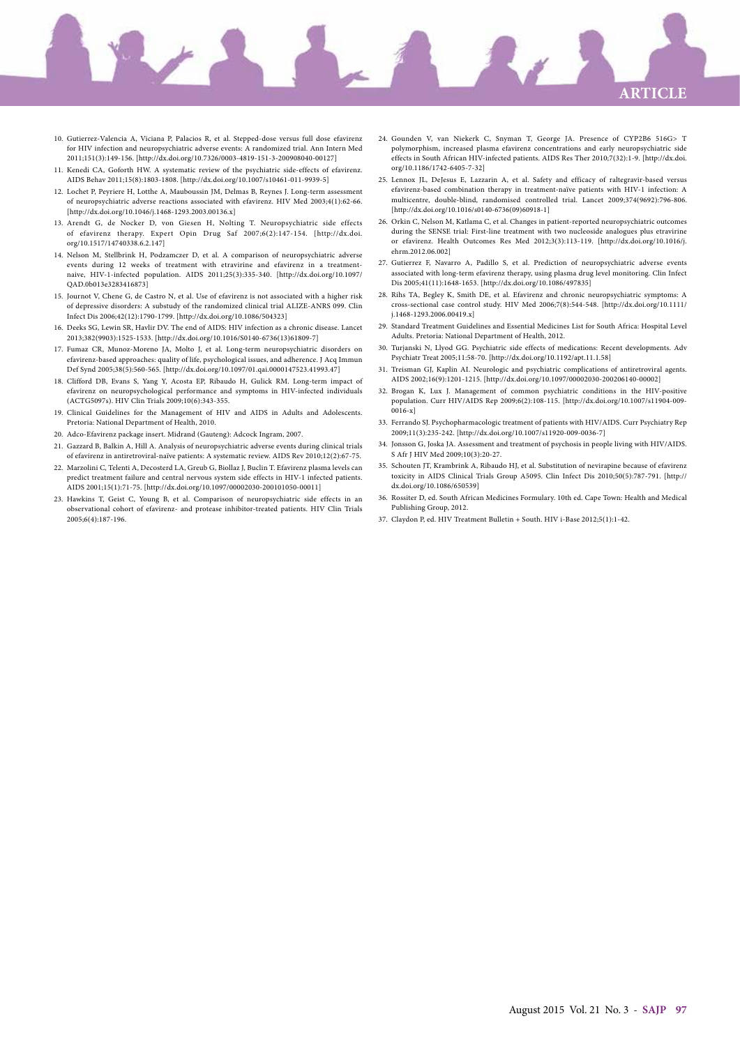10. Gutierrez-Valencia A, Viciana P, Palacios R, et al. Stepped-dose versus full dose efavirenz for HIV infection and neuropsychiatric adverse events: A randomized trial. Ann Intern Med 2011;151(3):149-156. [http://dx.doi.org/10.7326/0003-4819-151-3-200908040-00127]
11. Kenedi CA, Goforth HW. A systematic review of the psychiatric side-effects of efavirenz. AIDS Behav 2011;15(8):1803-1808. [http://dx.doi.org/10.1007/s10461-011-9939-5]
12. Lochet P, Peyriere H, Lotthe A, Mauboussin JM, Delmas B, Reynes J. Long-term assessment of neuropsychiatric adverse reactions associated with efavirenz. HIV Med 2003;4(1):62-66. [http://dx.doi.org/10.1046/j.1468-1293.2003.00136.x]
13. Arendt G, de Nocker D, von Giesen H, Nolting T. Neuropsychiatric side effects of efavirenz therapy. Expert Opin Drug Saf 2007;6(2):147-154. [http://dx.doi.org/10.1517/14740338.6.2.147]
14. Nelson M, Stellbrink H, Podzamczer D, et al. A comparison of neuropsychiatric adverse events during 12 weeks of treatment with etravirine and efavirenz in a treatment-naive, HIV-1-infected population. AIDS 2011;25(3):335-340. [http://dx.doi.org/10.1097/QAD.0b013e3283416873]
15. Journot V, Chene G, de Castro N, et al. Use of efavirenz is not associated with a higher risk of depressive disorders: A substudy of the randomized clinical trial ALIZE-ANRS 099. Clin Infect Dis 2006;42(12):1790-1799. [http://dx.doi.org/10.1086/504323]
16. Deeks SG, Lewin SR, Havlir DV. The end of AIDS: HIV infection as a chronic disease. Lancet 2013;382(9903):1525-1533. [http://dx.doi.org/10.1016/S0140-6736(13)61809-7]
17. Fumaz CR, Munoz-Moreno JA, Molto J, et al. Long-term neuropsychiatric disorders on efavirenz-based approaches: quality of life, psychological issues, and adherence. J Acq Immun Def Synd 2005;38(5):560-565. [http://dx.doi.org/10.1097/01.qai.0000147523.41993.47]
18. Clifford DB, Evans S, Yang Y, Acosta EP, Ribaudo H, Gulick RM. Long-term impact of efavirenz on neuropsychological performance and symptoms in HIV-infected individuals (ACTG5097s). HIV Clin Trials 2009;10(6):343-355.
19. Clinical Guidelines for the Management of HIV and AIDS in Adults and Adolescents. Pretoria: National Department of Health, 2010.
20. Adco-Efavirenz package insert. Midrand (Gauteng): Adcock Ingram, 2007.
21. Gazzard B, Balkin A, Hill A. Analysis of neuropsychiatric adverse events during clinical trials of efavirenz in antiretroviral-naïve patients: A systematic review. AIDS Rev 2010;12(2):67-75.
22. Marzolini C, Telenti A, Decosterd LA, Greub G, Biollaz J, Buclin T. Efavirenz plasma levels can predict treatment failure and central nervous system side effects in HIV-1 infected patients. AIDS 2001;15(1):71-75. [http://dx.doi.org/10.1097/00002030-200101050-00011]
23. Hawkins T, Geist C, Young B, et al. Comparison of neuropsychiatric side effects in an observational cohort of efavirenz- and protease inhibitor-treated patients. HIV Clin Trials 2005;6(4):187-196.
24. Gounden V, van Niekerk C, Snyman T, George JA. Presence of CYP2B6 516G> T polymorphism, increased plasma efavirenz concentrations and early neuropsychiatric side effects in South African HIV-infected patients. AIDS Res Ther 2010;7(32):1-9. [http://dx.doi.org/10.1186/1742-6405-7-32]
25. Lennox JL, DeJesus E, Lazzarin A, et al. Safety and efficacy of raltegravir-based versus efavirenz-based combination therapy in treatment-naïve patients with HIV-1 infection: A multicentre, double-blind, randomised controlled trial. Lancet 2009;374(9692):796-806. [http://dx.doi.org/10.1016/s0140-6736(09)60918-1]
26. Orkin C, Nelson M, Katlama C, et al. Changes in patient-reported neuropsychiatric outcomes during the SENSE trial: First-line treatment with two nucleoside analogues plus etravirine or efavirenz. Health Outcomes Res Med 2012;3(3):113-119. [http://dx.doi.org/10.1016/j.ehrm.2012.06.002]
27. Gutierrez F, Navarro A, Padillo S, et al. Prediction of neuropsychiatric adverse events associated with long-term efavirenz therapy, using plasma drug level monitoring. Clin Infect Dis 2005;41(11):1648-1653. [http://dx.doi.org/10.1086/497835]
28. Rihs TA, Begley K, Smith DE, et al. Efavirenz and chronic neuropsychiatric symptoms: A cross-sectional case control study. HIV Med 2006;7(8):544-548. [http://dx.doi.org/10.1111/j.1468-1293.2006.00419.x]
29. Standard Treatment Guidelines and Essential Medicines List for South Africa: Hospital Level Adults. Pretoria: National Department of Health, 2012.
30. Turjanski N, Llyod GG. Psychiatric side effects of medications: Recent developments. Adv Psychiatr Treat 2005;11:58-70. [http://dx.doi.org/10.1192/apt.11.1.58]
31. Treisman GJ, Kaplin AI. Neurologic and psychiatric complications of antiretroviral agents. AIDS 2002;16(9):1201-1215. [http://dx.doi.org/10.1097/00002030-200206140-00002]
32. Brogan K, Lux J. Management of common psychiatric conditions in the HIV-positive population. Curr HIV/AIDS Rep 2009;6(2):108-115. [http://dx.doi.org/10.1007/s11904-009-0016-x]
33. Ferrando SJ. Psychopharmacologic treatment of patients with HIV/AIDS. Curr Psychiatry Rep 2009;11(3):235-242. [http://dx.doi.org/10.1007/s11920-009-0036-7]
34. Jonsson G, Joska JA. Assessment and treatment of psychosis in people living with HIV/AIDS. S Afr J HIV Med 2009;10(3):20-27.
35. Schouten JT, Krambrink A, Ribaudo HJ, et al. Substitution of nevirapine because of efavirenz toxicity in AIDS Clinical Trials Group A5095. Clin Infect Dis 2010;50(5):787-791. [http://dx.doi.org/10.1086/650539]
36. Rossiter D, ed. South African Medicines Formulary. 10th ed. Cape Town: Health and Medical Publishing Group, 2012.
37. Claydon P, ed. HIV Treatment Bulletin + South. HIV i-Base 2012;5(1):1-42.